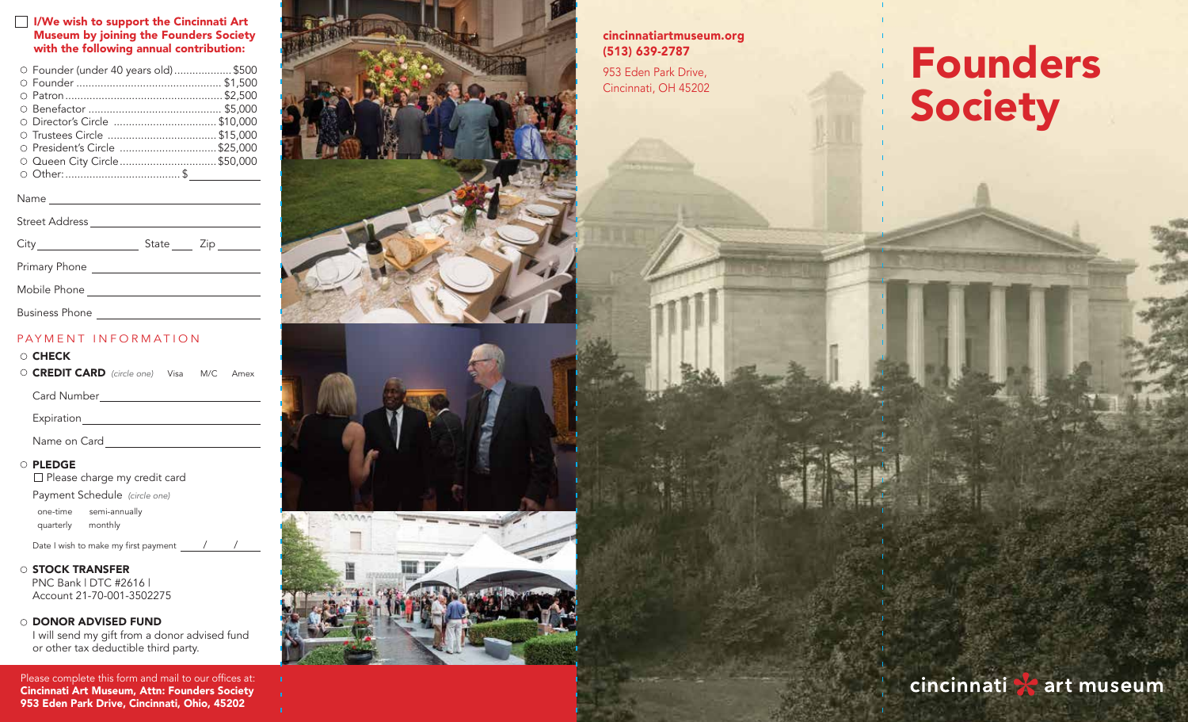☐ **I/We wish to support the Cincinnati Art Museum by joining the Founders Society with the following annual contribution:**

- ○ Founder (under 40 years old) .................. $500
- ○ Founder .................................................. $1,500
- ○ Patron ..................................................... $2,500
- ○ Benefactor ............................................. $5,000
- ○ Director's Circle .................................. $10,000
- ○ Trustees Circle .................................... $15,000
- ○ President's Circle ................................ $25,000
- ○ Queen City Circle ................................ $50,000
- ○ Other: ...................................... $________

Name ______________________________

Street Address ______________________________

City ______________ State ____ Zip ______

Primary Phone ______________________________

Mobile Phone ______________________________

Business Phone ______________________________

## PAYMENT INFORMATION

○ **CHECK**

○ **CREDIT CARD** *(circle one)* Visa M/C Amex

Card Number ______________________________

Expiration ______________________________

Name on Card ______________________________

○ **PLEDGE**

☐ Please charge my credit card

Payment Schedule *(circle one)*

one-time semi-annually

quarterly monthly

Date I wish to make my first payment ____/____/____

○ **STOCK TRANSFER**

PNC Bank | DTC #2616 |
Account 21-70-001-3502275

○ **DONOR ADVISED FUND**

I will send my gift from a donor advised fund or other tax deductible third party.

Please complete this form and mail to our offices at:
**Cincinnati Art Museum, Attn: Founders Society**
**953 Eden Park Drive, Cincinnati, Ohio, 45202**

**cincinnatiartmuseum.org**
**(513) 639-2787**

953 Eden Park Drive,
Cincinnati, OH 45202

# Founders Society

cincinnati art museum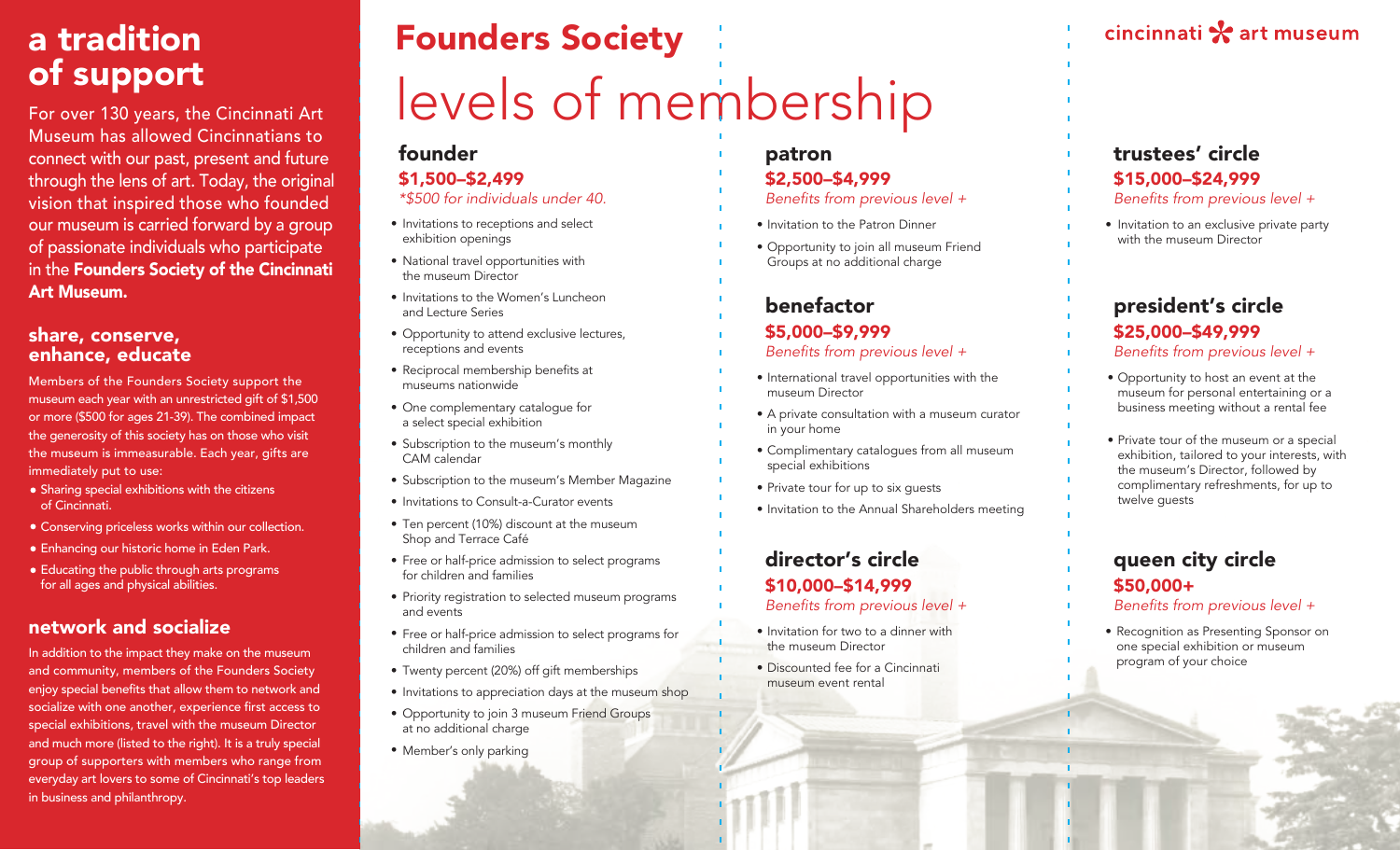# a tradition of support

For over 130 years, the Cincinnati Art Museum has allowed Cincinnatians to connect with our past, present and future through the lens of art. Today, the original vision that inspired those who founded our museum is carried forward by a group of passionate individuals who participate in the **Founders Society of the Cincinnati Art Museum.**

## share, conserve, enhance, educate

Members of the Founders Society support the museum each year with an unrestricted gift of $1,500 or more ($500 for ages 21-39). The combined impact the generosity of this society has on those who visit the museum is immeasurable. Each year, gifts are immediately put to use:

- Sharing special exhibitions with the citizens of Cincinnati.
- Conserving priceless works within our collection.
- Enhancing our historic home in Eden Park.
- Educating the public through arts programs for all ages and physical abilities.

## network and socialize

In addition to the impact they make on the museum and community, members of the Founders Society enjoy special benefits that allow them to network and socialize with one another, experience first access to special exhibitions, travel with the museum Director and much more (listed to the right). It is a truly special group of supporters with members who range from everyday art lovers to some of Cincinnati's top leaders in business and philanthropy.

# Founders Society

# levels of membership

cincinnati art museum

## founder

**$1,500–$2,499**

*\*$500 for individuals under 40.*

- Invitations to receptions and select exhibition openings
- National travel opportunities with the museum Director
- Invitations to the Women's Luncheon and Lecture Series
- Opportunity to attend exclusive lectures, receptions and events
- Reciprocal membership benefits at museums nationwide
- One complementary catalogue for a select special exhibition
- Subscription to the museum's monthly CAM calendar
- Subscription to the museum's Member Magazine
- Invitations to Consult-a-Curator events
- Ten percent (10%) discount at the museum Shop and Terrace Café
- Free or half-price admission to select programs for children and families
- Priority registration to selected museum programs and events
- Free or half-price admission to select programs for children and families
- Twenty percent (20%) off gift memberships
- Invitations to appreciation days at the museum shop
- Opportunity to join 3 museum Friend Groups at no additional charge
- Member's only parking

## patron

**$2,500–$4,999**

*Benefits from previous level +*

- Invitation to the Patron Dinner
- Opportunity to join all museum Friend Groups at no additional charge

## benefactor

**$5,000–$9,999**

*Benefits from previous level +*

- International travel opportunities with the museum Director
- A private consultation with a museum curator in your home
- Complimentary catalogues from all museum special exhibitions
- Private tour for up to six guests
- Invitation to the Annual Shareholders meeting

## director's circle

**$10,000–$14,999**

*Benefits from previous level +*

- Invitation for two to a dinner with the museum Director
- Discounted fee for a Cincinnati museum event rental

## trustees' circle

**$15,000–$24,999**

*Benefits from previous level +*

- Invitation to an exclusive private party with the museum Director

## president's circle

**$25,000–$49,999**

*Benefits from previous level +*

- Opportunity to host an event at the museum for personal entertaining or a business meeting without a rental fee
- Private tour of the museum or a special exhibition, tailored to your interests, with the museum's Director, followed by complimentary refreshments, for up to twelve guests

## queen city circle

**$50,000+**

*Benefits from previous level +*

- Recognition as Presenting Sponsor on one special exhibition or museum program of your choice